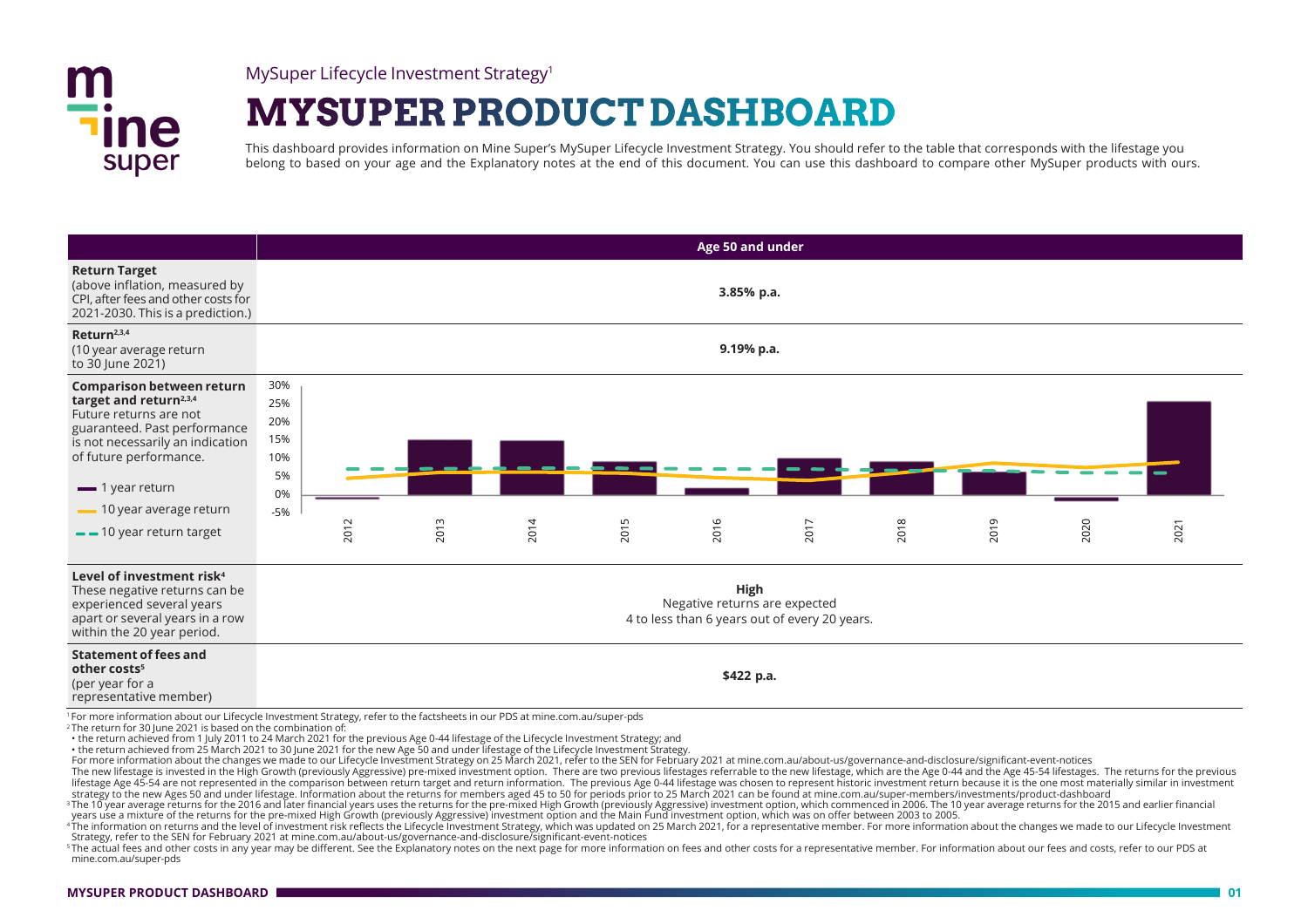MySuper Lifecycle Investment Strategy[1]

# MYSUPER PRODUCT DASHBOARD

This dashboard provides information on Mine Super's MySuper Lifecycle Investment Strategy. You should refer to the table that corresponds with the lifestage you belong to based on your age and the Explanatory notes at the end of this document. You can use this dashboard to compare other MySuper products with ours.

| | Age 50 and under |
|---|---|
| **Return Target** (above inflation, measured by CPI, after fees and other costs for 2021-2030. This is a prediction.) | **3.85% p.a.** |
| **Return**[2,3,4] (10 year average return to 30 June 2021) | **9.19% p.a.** |
| **Comparison between return target and return**[2,3,4] Future returns are not guaranteed. Past performance is not necessarily an indication of future performance. — 1 year return; — 10 year average return; - - 10 year return target | |
| **Level of investment risk**[4] These negative returns can be experienced several years apart or several years in a row within the 20 year period. | **High** Negative returns are expected 4 to less than 6 years out of every 20 years. |
| **Statement of fees and other costs**[5] (per year for a representative member) | **$422 p.a.** |

[1] For more information about our Lifecycle Investment Strategy, refer to the factsheets in our PDS at mine.com.au/super-pds

[2] The return for 30 June 2021 is based on the combination of:

- the return achieved from 1 July 2011 to 24 March 2021 for the previous Age 0-44 lifestage of the Lifecycle Investment Strategy; and
- the return achieved from 25 March 2021 to 30 June 2021 for the new Age 50 and under lifestage of the Lifecycle Investment Strategy.

For more information about the changes we made to our Lifecycle Investment Strategy on 25 March 2021, refer to the SEN for February 2021 at mine.com.au/about-us/governance-and-disclosure/significant-event-notices

The new lifestage is invested in the High Growth (previously Aggressive) pre-mixed investment option. There are two previous lifestages referrable to the new lifestage, which are the Age 0-44 and the Age 45-54 lifestages. The returns for the previous lifestage Age 45-54 are not represented in the comparison between return target and return information. The previous Age 0-44 lifestage was chosen to represent historic investment return because it is the one most materially similar in investment strategy to the new Ages 50 and under lifestage. Information about the returns for members aged 45 to 50 for periods prior to 25 March 2021 can be found at mine.com.au/super-members/investments/product-dashboard

[3] The 10 year average returns for the 2016 and later financial years uses the returns for the pre-mixed High Growth (previously Aggressive) investment option, which commenced in 2006. The 10 year average returns for the 2015 and earlier financial years use a mixture of the returns for the pre-mixed High Growth (previously Aggressive) investment option and the Main Fund investment option, which was on offer between 2003 to 2005.

[4] The information on returns and the level of investment risk reflects the Lifecycle Investment Strategy, which was updated on 25 March 2021, for a representative member. For more information about the changes we made to our Lifecycle Investment Strategy, refer to the SEN for February 2021 at mine.com.au/about-us/governance-and-disclosure/significant-event-notices

[5] The actual fees and other costs in any year may be different. See the Explanatory notes on the next page for more information on fees and other costs for a representative member. For information about our fees and costs, refer to our PDS at mine.com.au/super-pds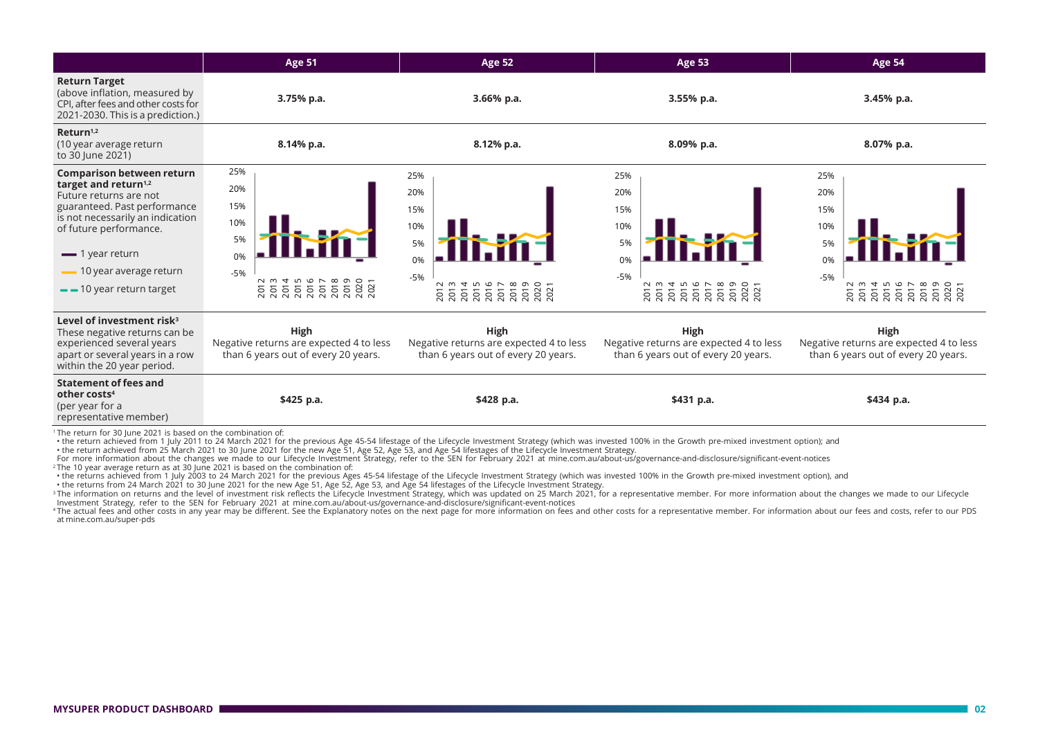| | Age 51 | Age 52 | Age 53 | Age 54 |
|---|---|---|---|---|
| **Return Target** (above inflation, measured by CPI, after fees and other costs for 2021-2030. This is a prediction.) | 3.75% p.a. | 3.66% p.a. | 3.55% p.a. | 3.45% p.a. |
| **Return**[1,2] (10 year average return to 30 June 2021) | 8.14% p.a. | 8.12% p.a. | 8.09% p.a. | 8.07% p.a. |
| **Comparison between return target and return**[1,2] Future returns are not guaranteed. Past performance is not necessarily an indication of future performance. — 1 year return; — 10 year average return; - - 10 year return target | | | | |
| **Level of investment risk**[3] These negative returns can be experienced several years apart or several years in a row within the 20 year period. | **High** Negative returns are expected 4 to less than 6 years out of every 20 years. | **High** Negative returns are expected 4 to less than 6 years out of every 20 years. | **High** Negative returns are expected 4 to less than 6 years out of every 20 years. | **High** Negative returns are expected 4 to less than 6 years out of every 20 years. |
| **Statement of fees and other costs**[4] (per year for a representative member) | $425 p.a. | $428 p.a. | $431 p.a. | $434 p.a. |

[1] The return for 30 June 2021 is based on the combination of:
- the return achieved from 1 July 2011 to 24 March 2021 for the previous Age 45-54 lifestage of the Lifecycle Investment Strategy (which was invested 100% in the Growth pre-mixed investment option); and
- the return achieved from 25 March 2021 to 30 June 2021 for the new Age 51, Age 52, Age 53, and Age 54 lifestages of the Lifecycle Investment Strategy.

For more information about the changes we made to our Lifecycle Investment Strategy, refer to the SEN for February 2021 at mine.com.au/about-us/governance-and-disclosure/significant-event-notices

[2] The 10 year average return as at 30 June 2021 is based on the combination of:
- the returns achieved from 1 July 2003 to 24 March 2021 for the previous Ages 45-54 lifestage of the Lifecycle Investment Strategy (which was invested 100% in the Growth pre-mixed investment option), and
- the returns from 24 March 2021 to 30 June 2021 for the new Age 51, Age 52, Age 53, and Age 54 lifestages of the Lifecycle Investment Strategy.

[3] The information on returns and the level of investment risk reflects the Lifecycle Investment Strategy, which was updated on 25 March 2021, for a representative member. For more information about the changes we made to our Lifecycle Investment Strategy, refer to the SEN for February 2021 at mine.com.au/about-us/governance-and-disclosure/significant-event-notices

[4] The actual fees and other costs in any year may be different. See the Explanatory notes on the next page for more information on fees and other costs for a representative member. For information about our fees and costs, refer to our PDS at mine.com.au/super-pds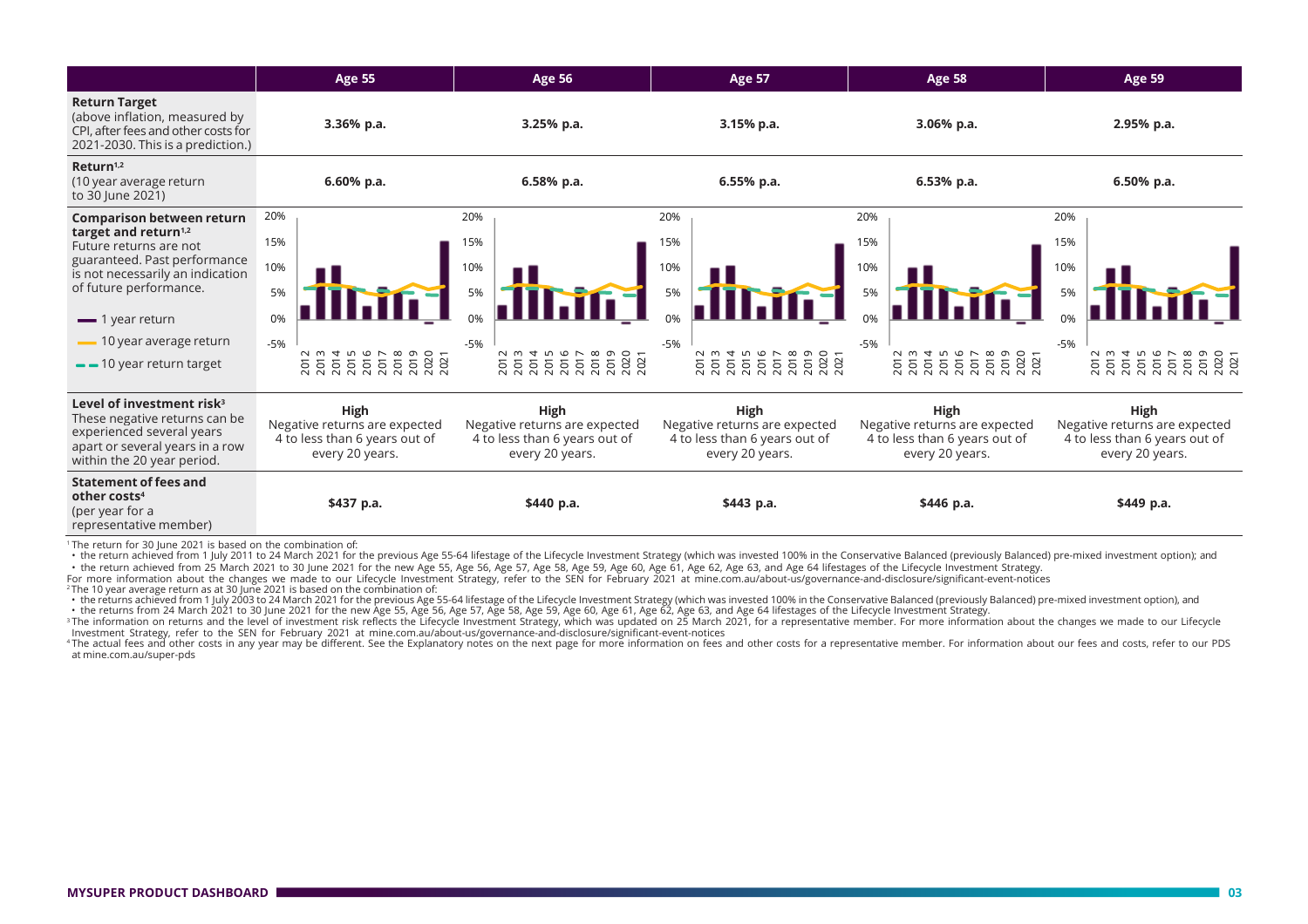| | Age 55 | Age 56 | Age 57 | Age 58 | Age 59 |
|---|---|---|---|---|---|
| **Return Target** (above inflation, measured by CPI, after fees and other costs for 2021-2030. This is a prediction.) | **3.36% p.a.** | **3.25% p.a.** | **3.15% p.a.** | **3.06% p.a.** | **2.95% p.a.** |
| **Return**[1,2] (10 year average return to 30 June 2021) | **6.60% p.a.** | **6.58% p.a.** | **6.55% p.a.** | **6.53% p.a.** | **6.50% p.a.** |
| **Comparison between return target and return**[1,2] Future returns are not guaranteed. Past performance is not necessarily an indication of future performance. — 1 year return; — 10 year average return; - - 10 year return target | | | | | |
| **Level of investment risk**[3] These negative returns can be experienced several years apart or several years in a row within the 20 year period. | **High** Negative returns are expected 4 to less than 6 years out of every 20 years. | **High** Negative returns are expected 4 to less than 6 years out of every 20 years. | **High** Negative returns are expected 4 to less than 6 years out of every 20 years. | **High** Negative returns are expected 4 to less than 6 years out of every 20 years. | **High** Negative returns are expected 4 to less than 6 years out of every 20 years. |
| **Statement of fees and other costs**[4] (per year for a representative member) | **$437 p.a.** | **$440 p.a.** | **$443 p.a.** | **$446 p.a.** | **$449 p.a.** |

[1] The return for 30 June 2021 is based on the combination of:

- the return achieved from 1 July 2011 to 24 March 2021 for the previous Age 55-64 lifestage of the Lifecycle Investment Strategy (which was invested 100% in the Conservative Balanced (previously Balanced) pre-mixed investment option); and
- the return achieved from 25 March 2021 to 30 June 2021 for the new Age 55, Age 56, Age 57, Age 58, Age 59, Age 60, Age 61, Age 62, Age 63, and Age 64 lifestages of the Lifecycle Investment Strategy.

For more information about the changes we made to our Lifecycle Investment Strategy, refer to the SEN for February 2021 at mine.com.au/about-us/governance-and-disclosure/significant-event-notices

[2] The 10 year average return as at 30 June 2021 is based on the combination of:

- the returns achieved from 1 July 2003 to 24 March 2021 for the previous Age 55-64 lifestage of the Lifecycle Investment Strategy (which was invested 100% in the Conservative Balanced (previously Balanced) pre-mixed investment option), and
- the returns from 24 March 2021 to 30 June 2021 for the new Age 55, Age 56, Age 57, Age 58, Age 59, Age 60, Age 61, Age 62, Age 63, and Age 64 lifestages of the Lifecycle Investment Strategy.

[3] The information on returns and the level of investment risk reflects the Lifecycle Investment Strategy, which was updated on 25 March 2021, for a representative member. For more information about the changes we made to our Lifecycle Investment Strategy, refer to the SEN for February 2021 at mine.com.au/about-us/governance-and-disclosure/significant-event-notices

[4] The actual fees and other costs in any year may be different. See the Explanatory notes on the next page for more information on fees and other costs for a representative member. For information about our fees and costs, refer to our PDS at mine.com.au/super-pds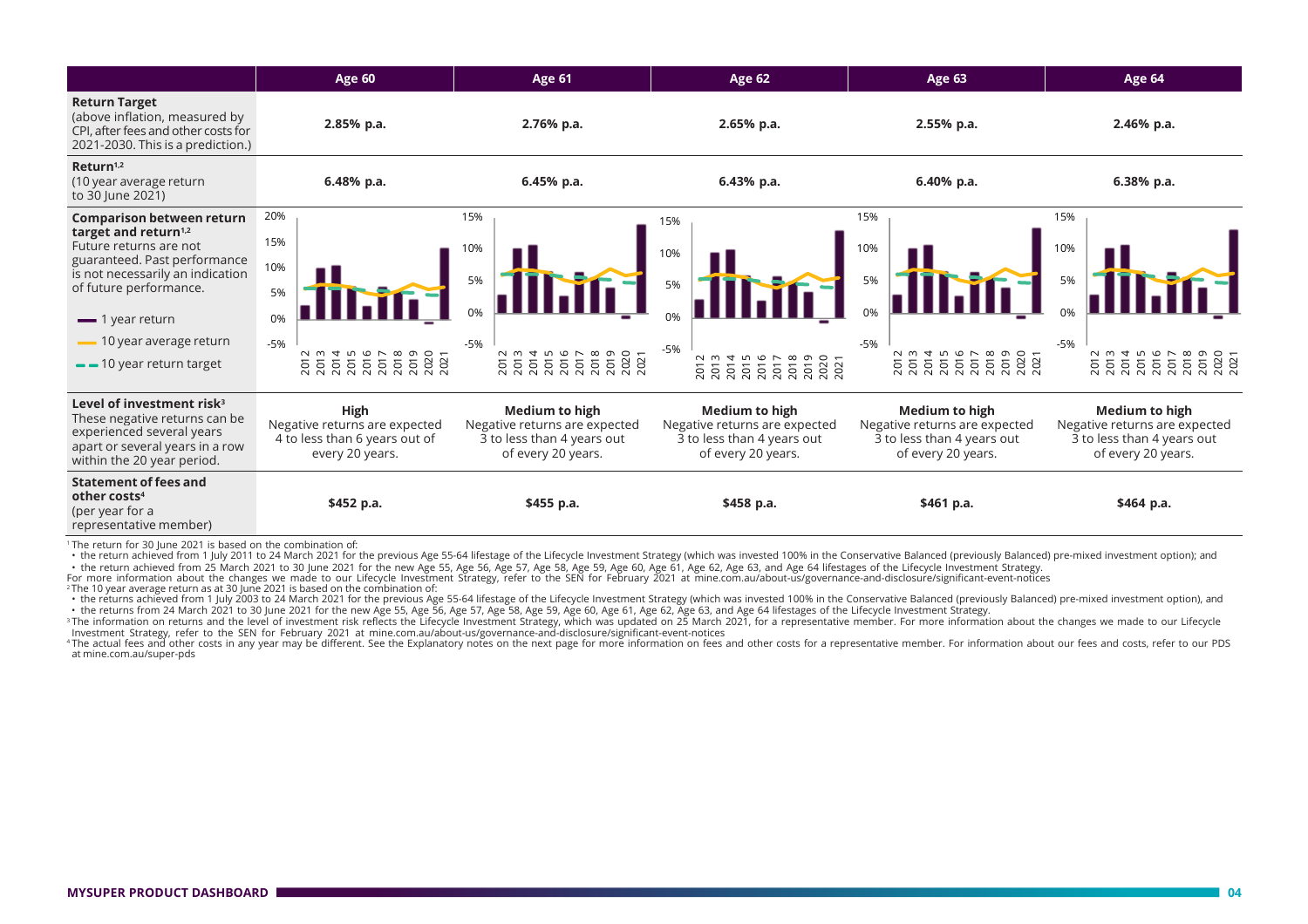| | Age 60 | Age 61 | Age 62 | Age 63 | Age 64 |
|---|---|---|---|---|---|
| **Return Target** (above inflation, measured by CPI, after fees and other costs for 2021-2030. This is a prediction.) | **2.85% p.a.** | **2.76% p.a.** | **2.65% p.a.** | **2.55% p.a.** | **2.46% p.a.** |
| **Return**[1,2] (10 year average return to 30 June 2021) | **6.48% p.a.** | **6.45% p.a.** | **6.43% p.a.** | **6.40% p.a.** | **6.38% p.a.** |
| **Comparison between return target and return**[1,2] Future returns are not guaranteed. Past performance is not necessarily an indication of future performance. — 1 year return; — 10 year average return; - - 10 year return target | | | | | |
| **Level of investment risk**[3] These negative returns can be experienced several years apart or several years in a row within the 20 year period. | **High** Negative returns are expected 4 to less than 6 years out of every 20 years. | **Medium to high** Negative returns are expected 3 to less than 4 years out of every 20 years. | **Medium to high** Negative returns are expected 3 to less than 4 years out of every 20 years. | **Medium to high** Negative returns are expected 3 to less than 4 years out of every 20 years. | **Medium to high** Negative returns are expected 3 to less than 4 years out of every 20 years. |
| **Statement of fees and other costs**[4] (per year for a representative member) | **$452 p.a.** | **$455 p.a.** | **$458 p.a.** | **$461 p.a.** | **$464 p.a.** |

[1] The return for 30 June 2021 is based on the combination of:

- the return achieved from 1 July 2011 to 24 March 2021 for the previous Age 55-64 lifestage of the Lifecycle Investment Strategy (which was invested 100% in the Conservative Balanced (previously Balanced) pre-mixed investment option); and
- the return achieved from 25 March 2021 to 30 June 2021 for the new Age 55, Age 56, Age 57, Age 58, Age 59, Age 60, Age 61, Age 62, Age 63, and Age 64 lifestages of the Lifecycle Investment Strategy.

For more information about the changes we made to our Lifecycle Investment Strategy, refer to the SEN for February 2021 at mine.com.au/about-us/governance-and-disclosure/significant-event-notices

[2] The 10 year average return as at 30 June 2021 is based on the combination of:

- the returns achieved from 1 July 2003 to 24 March 2021 for the previous Age 55-64 lifestage of the Lifecycle Investment Strategy (which was invested 100% in the Conservative Balanced (previously Balanced) pre-mixed investment option), and
- the returns from 24 March 2021 to 30 June 2021 for the new Age 55, Age 56, Age 57, Age 58, Age 59, Age 60, Age 61, Age 62, Age 63, and Age 64 lifestages of the Lifecycle Investment Strategy.

[3] The information on returns and the level of investment risk reflects the Lifecycle Investment Strategy, which was updated on 25 March 2021, for a representative member. For more information about the changes we made to our Lifecycle Investment Strategy, refer to the SEN for February 2021 at mine.com.au/about-us/governance-and-disclosure/significant-event-notices

[4] The actual fees and other costs in any year may be different. See the Explanatory notes on the next page for more information on fees and other costs for a representative member. For information about our fees and costs, refer to our PDS at mine.com.au/super-pds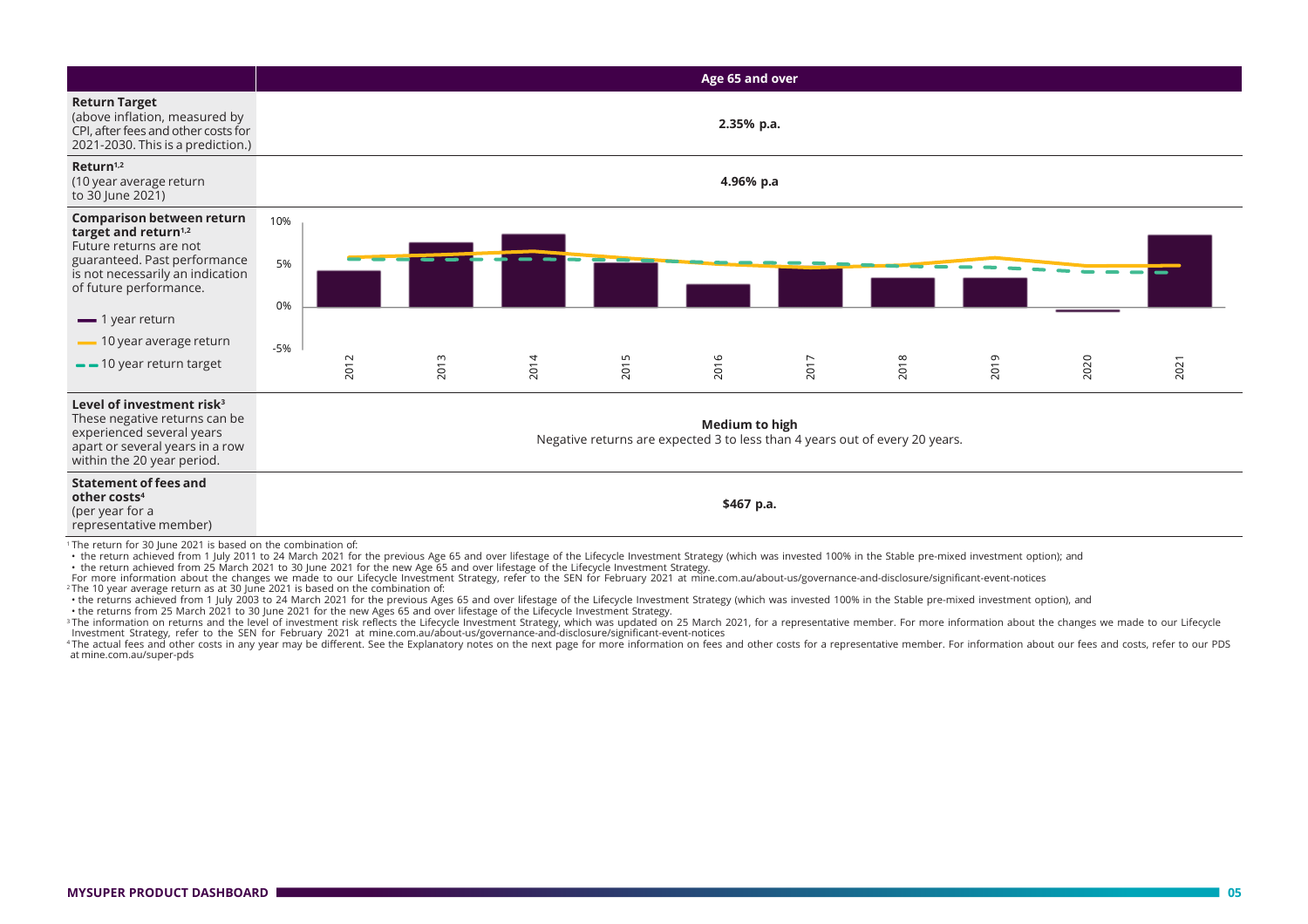| | Age 65 and over |
|---|---|
| **Return Target** (above inflation, measured by CPI, after fees and other costs for 2021-2030. This is a prediction.) | **2.35% p.a.** |
| **Return**[1,2] (10 year average return to 30 June 2021) | **4.96% p.a** |
| **Comparison between return target and return**[1,2] Future returns are not guaranteed. Past performance is not necessarily an indication of future performance. — 1 year return — 10 year average return - - 10 year return target | Chart (2012–2021; y-axis -5% to 10%) |
| **Level of investment risk**[3] These negative returns can be experienced several years apart or several years in a row within the 20 year period. | **Medium to high** Negative returns are expected 3 to less than 4 years out of every 20 years. |
| **Statement of fees and other costs**[4] (per year for a representative member) | **$467 p.a.** |

[1] The return for 30 June 2021 is based on the combination of:

- the return achieved from 1 July 2011 to 24 March 2021 for the previous Age 65 and over lifestage of the Lifecycle Investment Strategy (which was invested 100% in the Stable pre-mixed investment option); and
- the return achieved from 25 March 2021 to 30 June 2021 for the new Age 65 and over lifestage of the Lifecycle Investment Strategy.

For more information about the changes we made to our Lifecycle Investment Strategy, refer to the SEN for February 2021 at mine.com.au/about-us/governance-and-disclosure/significant-event-notices

[2] The 10 year average return as at 30 June 2021 is based on the combination of:

- the returns achieved from 1 July 2003 to 24 March 2021 for the previous Ages 65 and over lifestage of the Lifecycle Investment Strategy (which was invested 100% in the Stable pre-mixed investment option), and
- the returns from 25 March 2021 to 30 June 2021 for the new Ages 65 and over lifestage of the Lifecycle Investment Strategy.

[3] The information on returns and the level of investment risk reflects the Lifecycle Investment Strategy, which was updated on 25 March 2021, for a representative member. For more information about the changes we made to our Lifecycle Investment Strategy, refer to the SEN for February 2021 at mine.com.au/about-us/governance-and-disclosure/significant-event-notices

[4] The actual fees and other costs in any year may be different. See the Explanatory notes on the next page for more information on fees and other costs for a representative member. For information about our fees and costs, refer to our PDS at mine.com.au/super-pds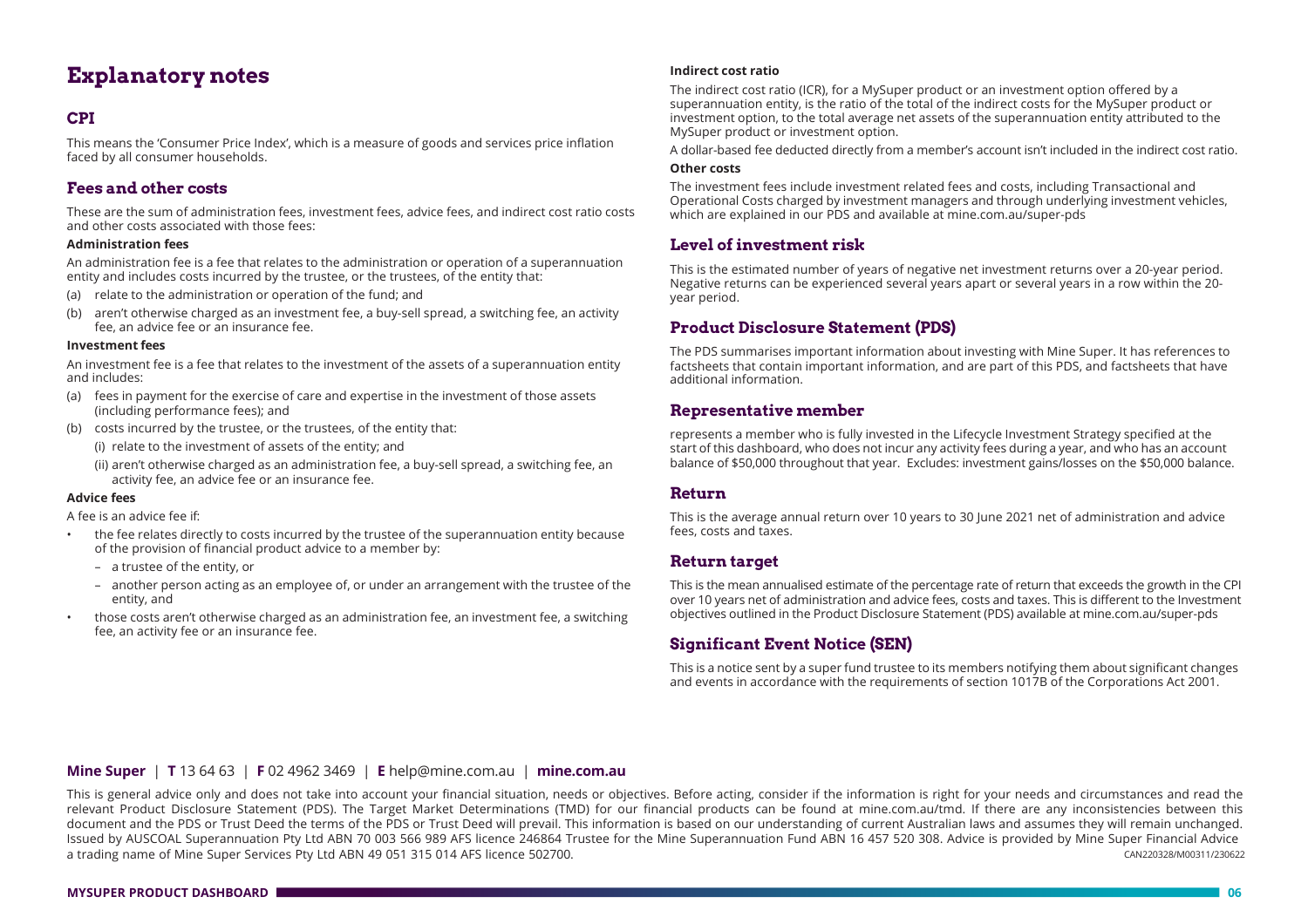# Explanatory notes

## CPI

This means the 'Consumer Price Index', which is a measure of goods and services price inflation faced by all consumer households.

## Fees and other costs

These are the sum of administration fees, investment fees, advice fees, and indirect cost ratio costs and other costs associated with those fees:

**Administration fees**

An administration fee is a fee that relates to the administration or operation of a superannuation entity and includes costs incurred by the trustee, or the trustees, of the entity that:

(a) relate to the administration or operation of the fund; and

(b) aren't otherwise charged as an investment fee, a buy-sell spread, a switching fee, an activity fee, an advice fee or an insurance fee.

**Investment fees**

An investment fee is a fee that relates to the investment of the assets of a superannuation entity and includes:

(a) fees in payment for the exercise of care and expertise in the investment of those assets (including performance fees); and

(b) costs incurred by the trustee, or the trustees, of the entity that:

(i) relate to the investment of assets of the entity; and

(ii) aren't otherwise charged as an administration fee, a buy-sell spread, a switching fee, an activity fee, an advice fee or an insurance fee.

**Advice fees**

A fee is an advice fee if:

- the fee relates directly to costs incurred by the trustee of the superannuation entity because of the provision of financial product advice to a member by:
  - a trustee of the entity, or
  - another person acting as an employee of, or under an arrangement with the trustee of the entity, and
- those costs aren't otherwise charged as an administration fee, an investment fee, a switching fee, an activity fee or an insurance fee.

**Indirect cost ratio**

The indirect cost ratio (ICR), for a MySuper product or an investment option offered by a superannuation entity, is the ratio of the total of the indirect costs for the MySuper product or investment option, to the total average net assets of the superannuation entity attributed to the MySuper product or investment option.

A dollar-based fee deducted directly from a member's account isn't included in the indirect cost ratio.

**Other costs**

The investment fees include investment related fees and costs, including Transactional and Operational Costs charged by investment managers and through underlying investment vehicles, which are explained in our PDS and available at mine.com.au/super-pds

## Level of investment risk

This is the estimated number of years of negative net investment returns over a 20-year period. Negative returns can be experienced several years apart or several years in a row within the 20-year period.

## Product Disclosure Statement (PDS)

The PDS summarises important information about investing with Mine Super. It has references to factsheets that contain important information, and are part of this PDS, and factsheets that have additional information.

## Representative member

represents a member who is fully invested in the Lifecycle Investment Strategy specified at the start of this dashboard, who does not incur any activity fees during a year, and who has an account balance of $50,000 throughout that year. Excludes: investment gains/losses on the $50,000 balance.

## Return

This is the average annual return over 10 years to 30 June 2021 net of administration and advice fees, costs and taxes.

## Return target

This is the mean annualised estimate of the percentage rate of return that exceeds the growth in the CPI over 10 years net of administration and advice fees, costs and taxes. This is different to the Investment objectives outlined in the Product Disclosure Statement (PDS) available at mine.com.au/super-pds

## Significant Event Notice (SEN)

This is a notice sent by a super fund trustee to its members notifying them about significant changes and events in accordance with the requirements of section 1017B of the Corporations Act 2001.

**Mine Super** | **T** 13 64 63 | **F** 02 4962 3469 | **E** help@mine.com.au | **mine.com.au**

This is general advice only and does not take into account your financial situation, needs or objectives. Before acting, consider if the information is right for your needs and circumstances and read the relevant Product Disclosure Statement (PDS). The Target Market Determinations (TMD) for our financial products can be found at mine.com.au/tmd. If there are any inconsistencies between this document and the PDS or Trust Deed the terms of the PDS or Trust Deed will prevail. This information is based on our understanding of current Australian laws and assumes they will remain unchanged. Issued by AUSCOAL Superannuation Pty Ltd ABN 70 003 566 989 AFS licence 246864 Trustee for the Mine Superannuation Fund ABN 16 457 520 308. Advice is provided by Mine Super Financial Advice a trading name of Mine Super Services Pty Ltd ABN 49 051 315 014 AFS licence 502700. CAN220328/M00311/230622